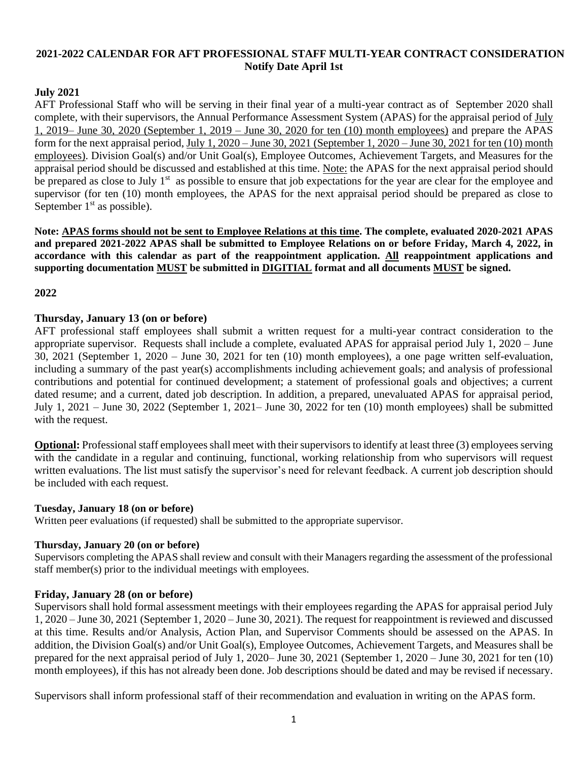**2021-2022 CALENDAR FOR AFT PROFESSIONAL STAFF MULTI-YEAR CONTRACT CONSIDERATION**
**Notify Date April 1st**

**July 2021**

AFT Professional Staff who will be serving in their final year of a multi-year contract as of September 2020 shall complete, with their supervisors, the Annual Performance Assessment System (APAS) for the appraisal period of July 1, 2019– June 30, 2020 (September 1, 2019 – June 30, 2020 for ten (10) month employees) and prepare the APAS form for the next appraisal period, July 1, 2020 – June 30, 2021 (September 1, 2020 – June 30, 2021 for ten (10) month employees). Division Goal(s) and/or Unit Goal(s), Employee Outcomes, Achievement Targets, and Measures for the appraisal period should be discussed and established at this time. Note: the APAS for the next appraisal period should be prepared as close to July 1st as possible to ensure that job expectations for the year are clear for the employee and supervisor (for ten (10) month employees, the APAS for the next appraisal period should be prepared as close to September 1st as possible).

**Note: APAS forms should not be sent to Employee Relations at this time. The complete, evaluated 2020-2021 APAS and prepared 2021-2022 APAS shall be submitted to Employee Relations on or before Friday, March 4, 2022, in accordance with this calendar as part of the reappointment application. All reappointment applications and supporting documentation MUST be submitted in DIGITIAL format and all documents MUST be signed.**

**2022**

**Thursday, January 13 (on or before)**

AFT professional staff employees shall submit a written request for a multi-year contract consideration to the appropriate supervisor. Requests shall include a complete, evaluated APAS for appraisal period July 1, 2020 – June 30, 2021 (September 1, 2020 – June 30, 2021 for ten (10) month employees), a one page written self-evaluation, including a summary of the past year(s) accomplishments including achievement goals; and analysis of professional contributions and potential for continued development; a statement of professional goals and objectives; a current dated resume; and a current, dated job description. In addition, a prepared, unevaluated APAS for appraisal period, July 1, 2021 – June 30, 2022 (September 1, 2021– June 30, 2022 for ten (10) month employees) shall be submitted with the request.

**Optional:** Professional staff employees shall meet with their supervisors to identify at least three (3) employees serving with the candidate in a regular and continuing, functional, working relationship from who supervisors will request written evaluations. The list must satisfy the supervisor's need for relevant feedback. A current job description should be included with each request.

**Tuesday, January 18 (on or before)**

Written peer evaluations (if requested) shall be submitted to the appropriate supervisor.

**Thursday, January 20 (on or before)**

Supervisors completing the APAS shall review and consult with their Managers regarding the assessment of the professional staff member(s) prior to the individual meetings with employees.

**Friday, January 28 (on or before)**

Supervisors shall hold formal assessment meetings with their employees regarding the APAS for appraisal period July 1, 2020 – June 30, 2021 (September 1, 2020 – June 30, 2021). The request for reappointment is reviewed and discussed at this time. Results and/or Analysis, Action Plan, and Supervisor Comments should be assessed on the APAS. In addition, the Division Goal(s) and/or Unit Goal(s), Employee Outcomes, Achievement Targets, and Measures shall be prepared for the next appraisal period of July 1, 2020– June 30, 2021 (September 1, 2020 – June 30, 2021 for ten (10) month employees), if this has not already been done. Job descriptions should be dated and may be revised if necessary.

Supervisors shall inform professional staff of their recommendation and evaluation in writing on the APAS form.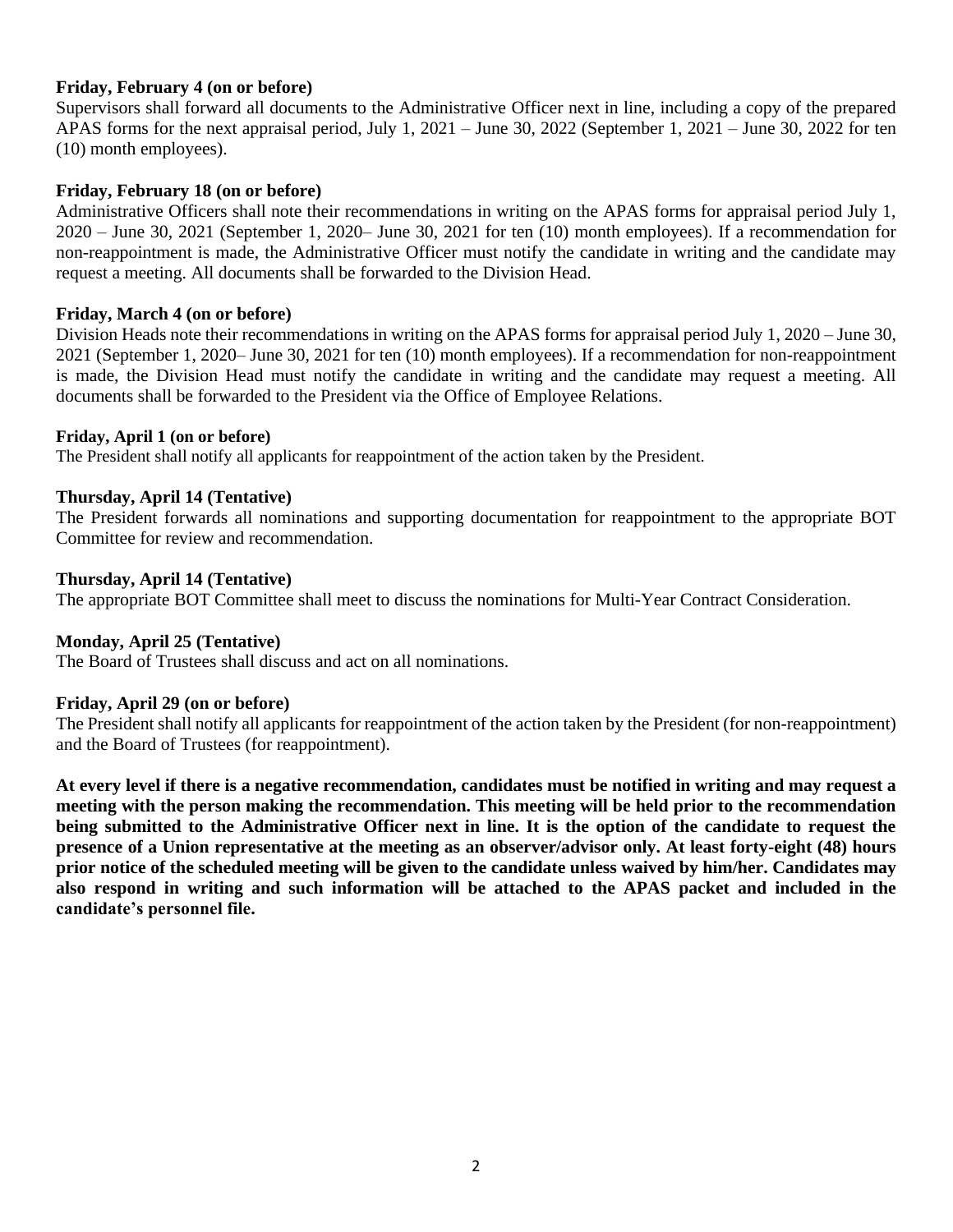**Friday, February 4 (on or before)**
Supervisors shall forward all documents to the Administrative Officer next in line, including a copy of the prepared APAS forms for the next appraisal period, July 1, 2021 – June 30, 2022 (September 1, 2021 – June 30, 2022 for ten (10) month employees).

**Friday, February 18 (on or before)**
Administrative Officers shall note their recommendations in writing on the APAS forms for appraisal period July 1, 2020 – June 30, 2021 (September 1, 2020– June 30, 2021 for ten (10) month employees). If a recommendation for non-reappointment is made, the Administrative Officer must notify the candidate in writing and the candidate may request a meeting. All documents shall be forwarded to the Division Head.

**Friday, March 4 (on or before)**
Division Heads note their recommendations in writing on the APAS forms for appraisal period July 1, 2020 – June 30, 2021 (September 1, 2020– June 30, 2021 for ten (10) month employees). If a recommendation for non-reappointment is made, the Division Head must notify the candidate in writing and the candidate may request a meeting. All documents shall be forwarded to the President via the Office of Employee Relations.

**Friday, April 1 (on or before)**
The President shall notify all applicants for reappointment of the action taken by the President.

**Thursday, April 14 (Tentative)**
The President forwards all nominations and supporting documentation for reappointment to the appropriate BOT Committee for review and recommendation.

**Thursday, April 14 (Tentative)**
The appropriate BOT Committee shall meet to discuss the nominations for Multi-Year Contract Consideration.

**Monday, April 25 (Tentative)**
The Board of Trustees shall discuss and act on all nominations.

**Friday, April 29 (on or before)**
The President shall notify all applicants for reappointment of the action taken by the President (for non-reappointment) and the Board of Trustees (for reappointment).

**At every level if there is a negative recommendation, candidates must be notified in writing and may request a meeting with the person making the recommendation. This meeting will be held prior to the recommendation being submitted to the Administrative Officer next in line. It is the option of the candidate to request the presence of a Union representative at the meeting as an observer/advisor only. At least forty-eight (48) hours prior notice of the scheduled meeting will be given to the candidate unless waived by him/her. Candidates may also respond in writing and such information will be attached to the APAS packet and included in the candidate's personnel file.**